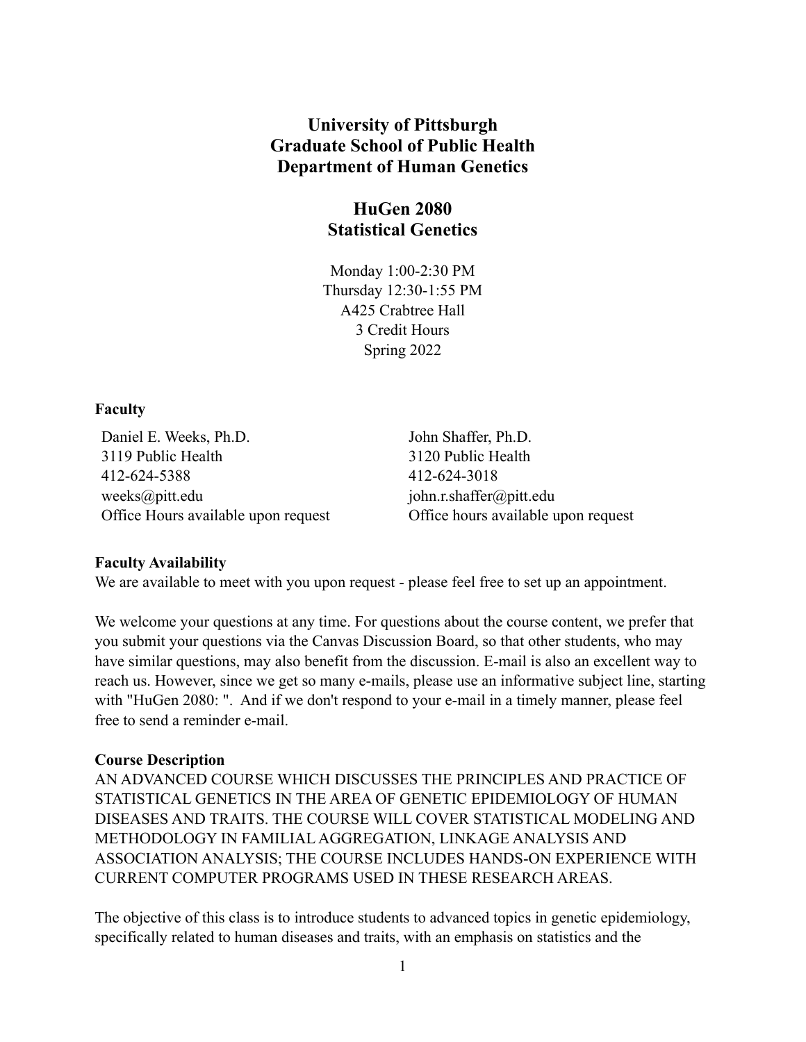# University of Pittsburgh
# Graduate School of Public Health
# Department of Human Genetics

## HuGen 2080
## Statistical Genetics

Monday 1:00-2:30 PM
Thursday 12:30-1:55 PM
A425 Crabtree Hall
3 Credit Hours
Spring 2022

**Faculty**

| Daniel E. Weeks, Ph.D. | John Shaffer, Ph.D. |
|---|---|
| 3119 Public Health | 3120 Public Health |
| 412-624-5388 | 412-624-3018 |
| weeks@pitt.edu | john.r.shaffer@pitt.edu |
| Office Hours available upon request | Office hours available upon request |

**Faculty Availability**

We are available to meet with you upon request - please feel free to set up an appointment.

We welcome your questions at any time. For questions about the course content, we prefer that you submit your questions via the Canvas Discussion Board, so that other students, who may have similar questions, may also benefit from the discussion. E-mail is also an excellent way to reach us. However, since we get so many e-mails, please use an informative subject line, starting with "HuGen 2080: ". And if we don't respond to your e-mail in a timely manner, please feel free to send a reminder e-mail.

**Course Description**

AN ADVANCED COURSE WHICH DISCUSSES THE PRINCIPLES AND PRACTICE OF STATISTICAL GENETICS IN THE AREA OF GENETIC EPIDEMIOLOGY OF HUMAN DISEASES AND TRAITS. THE COURSE WILL COVER STATISTICAL MODELING AND METHODOLOGY IN FAMILIAL AGGREGATION, LINKAGE ANALYSIS AND ASSOCIATION ANALYSIS; THE COURSE INCLUDES HANDS-ON EXPERIENCE WITH CURRENT COMPUTER PROGRAMS USED IN THESE RESEARCH AREAS.

The objective of this class is to introduce students to advanced topics in genetic epidemiology, specifically related to human diseases and traits, with an emphasis on statistics and the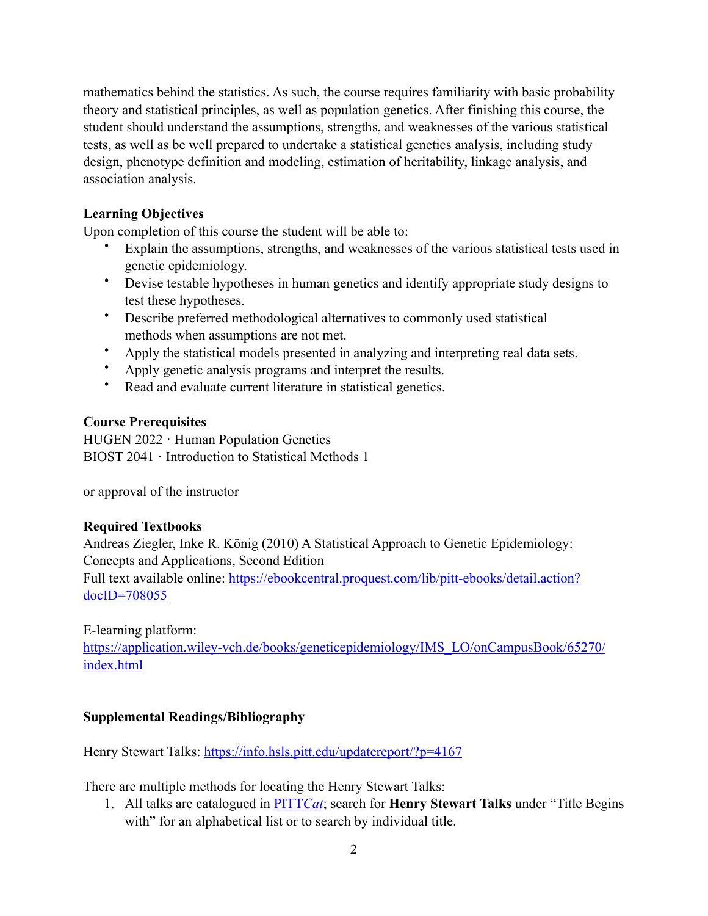mathematics behind the statistics. As such, the course requires familiarity with basic probability theory and statistical principles, as well as population genetics. After finishing this course, the student should understand the assumptions, strengths, and weaknesses of the various statistical tests, as well as be well prepared to undertake a statistical genetics analysis, including study design, phenotype definition and modeling, estimation of heritability, linkage analysis, and association analysis.

**Learning Objectives**

Upon completion of this course the student will be able to:

- Explain the assumptions, strengths, and weaknesses of the various statistical tests used in genetic epidemiology.
- Devise testable hypotheses in human genetics and identify appropriate study designs to test these hypotheses.
- Describe preferred methodological alternatives to commonly used statistical methods when assumptions are not met.
- Apply the statistical models presented in analyzing and interpreting real data sets.
- Apply genetic analysis programs and interpret the results.
- Read and evaluate current literature in statistical genetics.

**Course Prerequisites**

HUGEN 2022 · Human Population Genetics
BIOST 2041 · Introduction to Statistical Methods 1

or approval of the instructor

**Required Textbooks**

Andreas Ziegler, Inke R. König (2010) A Statistical Approach to Genetic Epidemiology: Concepts and Applications, Second Edition
Full text available online: [https://ebookcentral.proquest.com/lib/pitt-ebooks/detail.action?docID=708055](https://ebookcentral.proquest.com/lib/pitt-ebooks/detail.action?docID=708055)

E-learning platform:
[https://application.wiley-vch.de/books/geneticepidemiology/IMS_LO/onCampusBook/65270/index.html](https://application.wiley-vch.de/books/geneticepidemiology/IMS_LO/onCampusBook/65270/index.html)

**Supplemental Readings/Bibliography**

Henry Stewart Talks: [https://info.hsls.pitt.edu/updatereport/?p=4167](https://info.hsls.pitt.edu/updatereport/?p=4167)

There are multiple methods for locating the Henry Stewart Talks:

1. All talks are catalogued in PITT*Cat*; search for **Henry Stewart Talks** under "Title Begins with" for an alphabetical list or to search by individual title.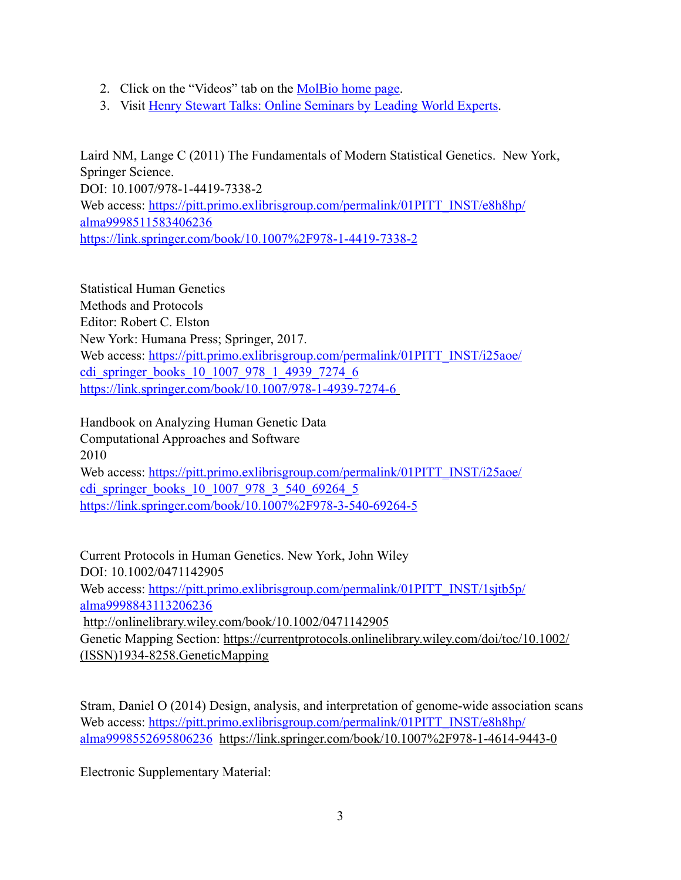2. Click on the "Videos" tab on the MolBio home page.
3. Visit Henry Stewart Talks: Online Seminars by Leading World Experts.

Laird NM, Lange C (2011) The Fundamentals of Modern Statistical Genetics. New York, Springer Science.
DOI: 10.1007/978-1-4419-7338-2
Web access: https://pitt.primo.exlibrisgroup.com/permalink/01PITT_INST/e8h8hp/alma9998511583406236
https://link.springer.com/book/10.1007%2F978-1-4419-7338-2

Statistical Human Genetics
Methods and Protocols
Editor: Robert C. Elston
New York: Humana Press; Springer, 2017.
Web access: https://pitt.primo.exlibrisgroup.com/permalink/01PITT_INST/i25aoe/cdi_springer_books_10_1007_978_1_4939_7274_6
https://link.springer.com/book/10.1007/978-1-4939-7274-6

Handbook on Analyzing Human Genetic Data
Computational Approaches and Software
2010
Web access: https://pitt.primo.exlibrisgroup.com/permalink/01PITT_INST/i25aoe/cdi_springer_books_10_1007_978_3_540_69264_5
https://link.springer.com/book/10.1007%2F978-3-540-69264-5

Current Protocols in Human Genetics. New York, John Wiley
DOI: 10.1002/0471142905
Web access: https://pitt.primo.exlibrisgroup.com/permalink/01PITT_INST/1sjtb5p/alma9998843113206236
http://onlinelibrary.wiley.com/book/10.1002/0471142905
Genetic Mapping Section: https://currentprotocols.onlinelibrary.wiley.com/doi/toc/10.1002/(ISSN)1934-8258.GeneticMapping

Stram, Daniel O (2014) Design, analysis, and interpretation of genome-wide association scans
Web access: https://pitt.primo.exlibrisgroup.com/permalink/01PITT_INST/e8h8hp/alma9998552695806236 https://link.springer.com/book/10.1007%2F978-1-4614-9443-0

Electronic Supplementary Material: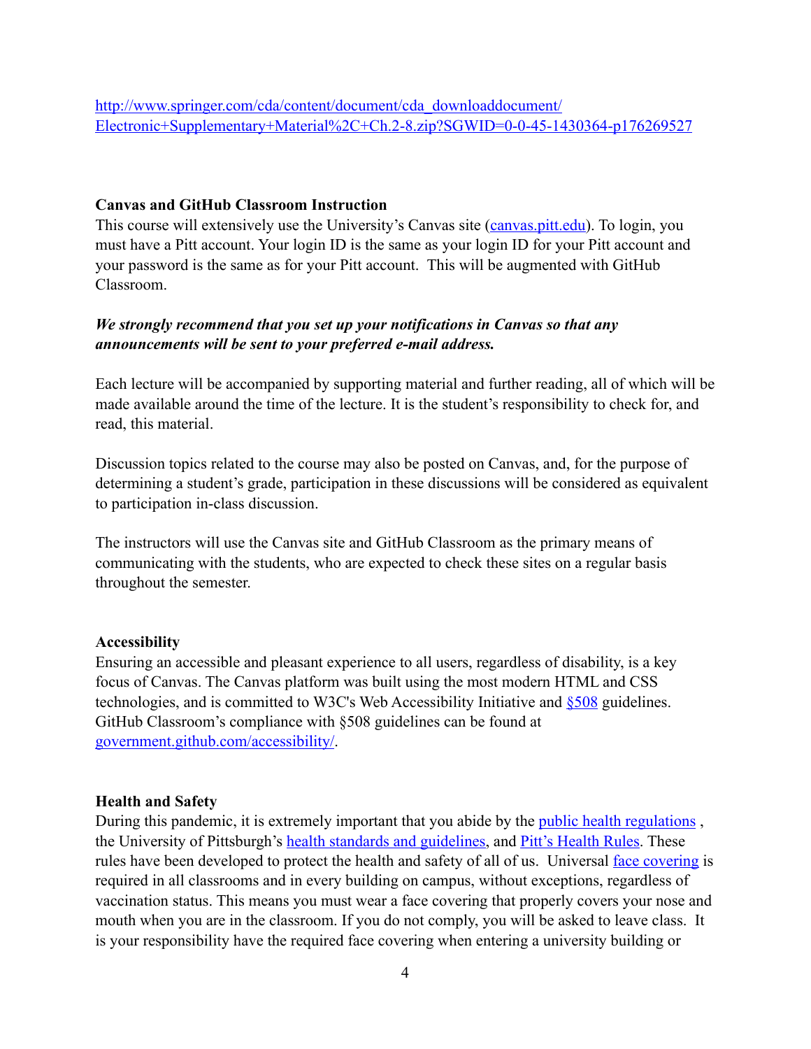[http://www.springer.com/cda/content/document/cda_downloaddocument/Electronic+Supplementary+Material%2C+Ch.2-8.zip?SGWID=0-0-45-1430364-p176269527](http://www.springer.com/cda/content/document/cda_downloaddocument/Electronic+Supplementary+Material%2C+Ch.2-8.zip?SGWID=0-0-45-1430364-p176269527)

**Canvas and GitHub Classroom Instruction**

This course will extensively use the University's Canvas site ([canvas.pitt.edu](canvas.pitt.edu)). To login, you must have a Pitt account. Your login ID is the same as your login ID for your Pitt account and your password is the same as for your Pitt account. This will be augmented with GitHub Classroom.

***We strongly recommend that you set up your notifications in Canvas so that any announcements will be sent to your preferred e-mail address.***

Each lecture will be accompanied by supporting material and further reading, all of which will be made available around the time of the lecture. It is the student's responsibility to check for, and read, this material.

Discussion topics related to the course may also be posted on Canvas, and, for the purpose of determining a student's grade, participation in these discussions will be considered as equivalent to participation in-class discussion.

The instructors will use the Canvas site and GitHub Classroom as the primary means of communicating with the students, who are expected to check these sites on a regular basis throughout the semester.

**Accessibility**

Ensuring an accessible and pleasant experience to all users, regardless of disability, is a key focus of Canvas. The Canvas platform was built using the most modern HTML and CSS technologies, and is committed to W3C's Web Accessibility Initiative and §508 guidelines. GitHub Classroom's compliance with §508 guidelines can be found at government.github.com/accessibility/.

**Health and Safety**

During this pandemic, it is extremely important that you abide by the public health regulations , the University of Pittsburgh's health standards and guidelines, and Pitt's Health Rules. These rules have been developed to protect the health and safety of all of us. Universal face covering is required in all classrooms and in every building on campus, without exceptions, regardless of vaccination status. This means you must wear a face covering that properly covers your nose and mouth when you are in the classroom. If you do not comply, you will be asked to leave class. It is your responsibility have the required face covering when entering a university building or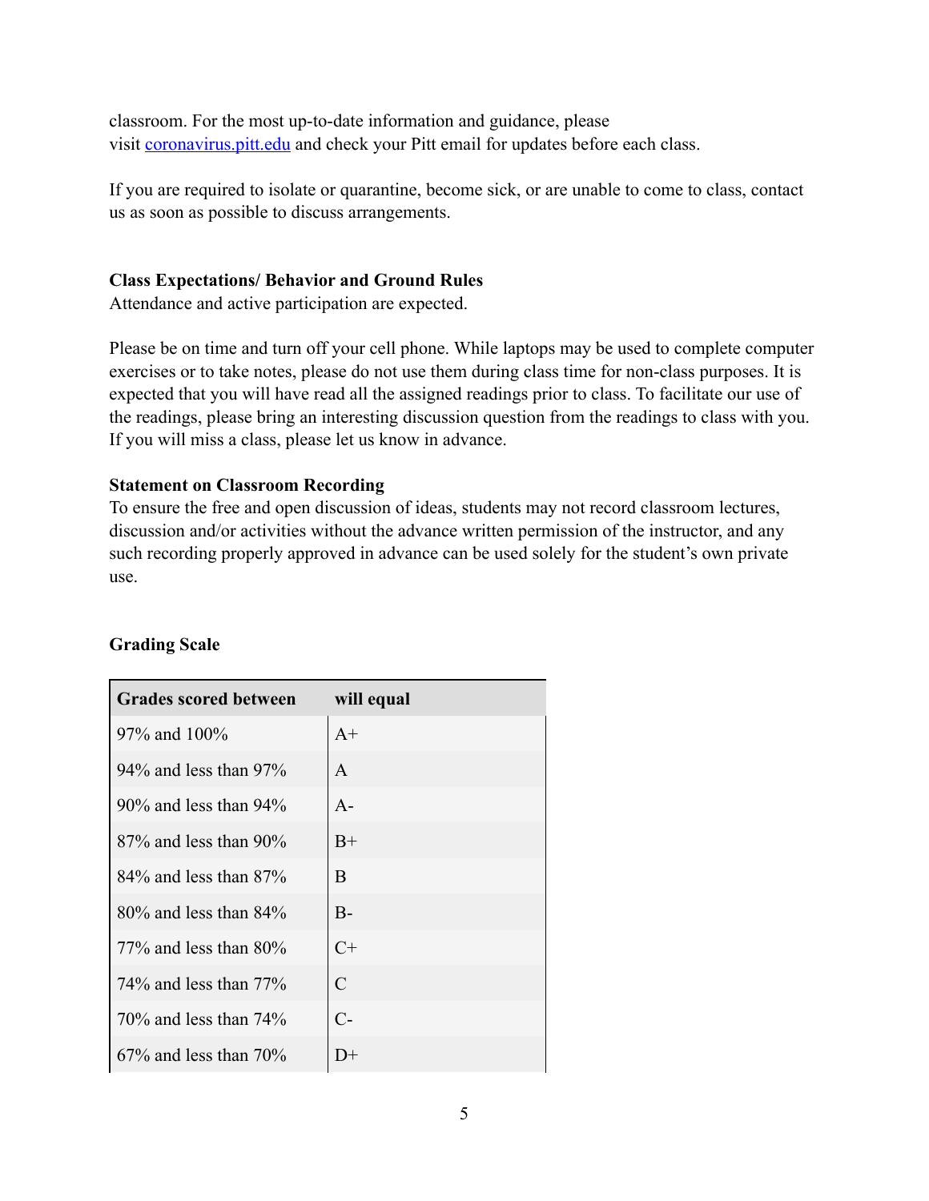classroom. For the most up-to-date information and guidance, please visit [coronavirus.pitt.edu](https://coronavirus.pitt.edu) and check your Pitt email for updates before each class.

If you are required to isolate or quarantine, become sick, or are unable to come to class, contact us as soon as possible to discuss arrangements.

**Class Expectations/ Behavior and Ground Rules**
Attendance and active participation are expected.

Please be on time and turn off your cell phone. While laptops may be used to complete computer exercises or to take notes, please do not use them during class time for non-class purposes. It is expected that you will have read all the assigned readings prior to class. To facilitate our use of the readings, please bring an interesting discussion question from the readings to class with you. If you will miss a class, please let us know in advance.

**Statement on Classroom Recording**
To ensure the free and open discussion of ideas, students may not record classroom lectures, discussion and/or activities without the advance written permission of the instructor, and any such recording properly approved in advance can be used solely for the student's own private use.

**Grading Scale**

| Grades scored between | will equal |
|---|---|
| 97% and 100% | A+ |
| 94% and less than 97% | A |
| 90% and less than 94% | A- |
| 87% and less than 90% | B+ |
| 84% and less than 87% | B |
| 80% and less than 84% | B- |
| 77% and less than 80% | C+ |
| 74% and less than 77% | C |
| 70% and less than 74% | C- |
| 67% and less than 70% | D+ |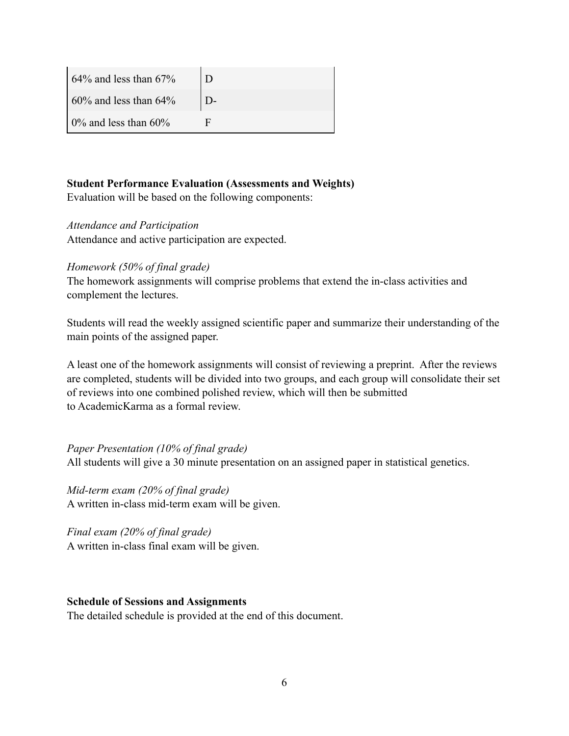| | |
|---|---|
| 64% and less than 67% | D |
| 60% and less than 64% | D- |
| 0% and less than 60% | F |

**Student Performance Evaluation (Assessments and Weights)**
Evaluation will be based on the following components:

*Attendance and Participation*
Attendance and active participation are expected.

*Homework (50% of final grade)*
The homework assignments will comprise problems that extend the in-class activities and complement the lectures.

Students will read the weekly assigned scientific paper and summarize their understanding of the main points of the assigned paper.

A least one of the homework assignments will consist of reviewing a preprint. After the reviews are completed, students will be divided into two groups, and each group will consolidate their set of reviews into one combined polished review, which will then be submitted to AcademicKarma as a formal review.

*Paper Presentation (10% of final grade)*
All students will give a 30 minute presentation on an assigned paper in statistical genetics.

*Mid-term exam (20% of final grade)*
A written in-class mid-term exam will be given.

*Final exam (20% of final grade)*
A written in-class final exam will be given.

**Schedule of Sessions and Assignments**
The detailed schedule is provided at the end of this document.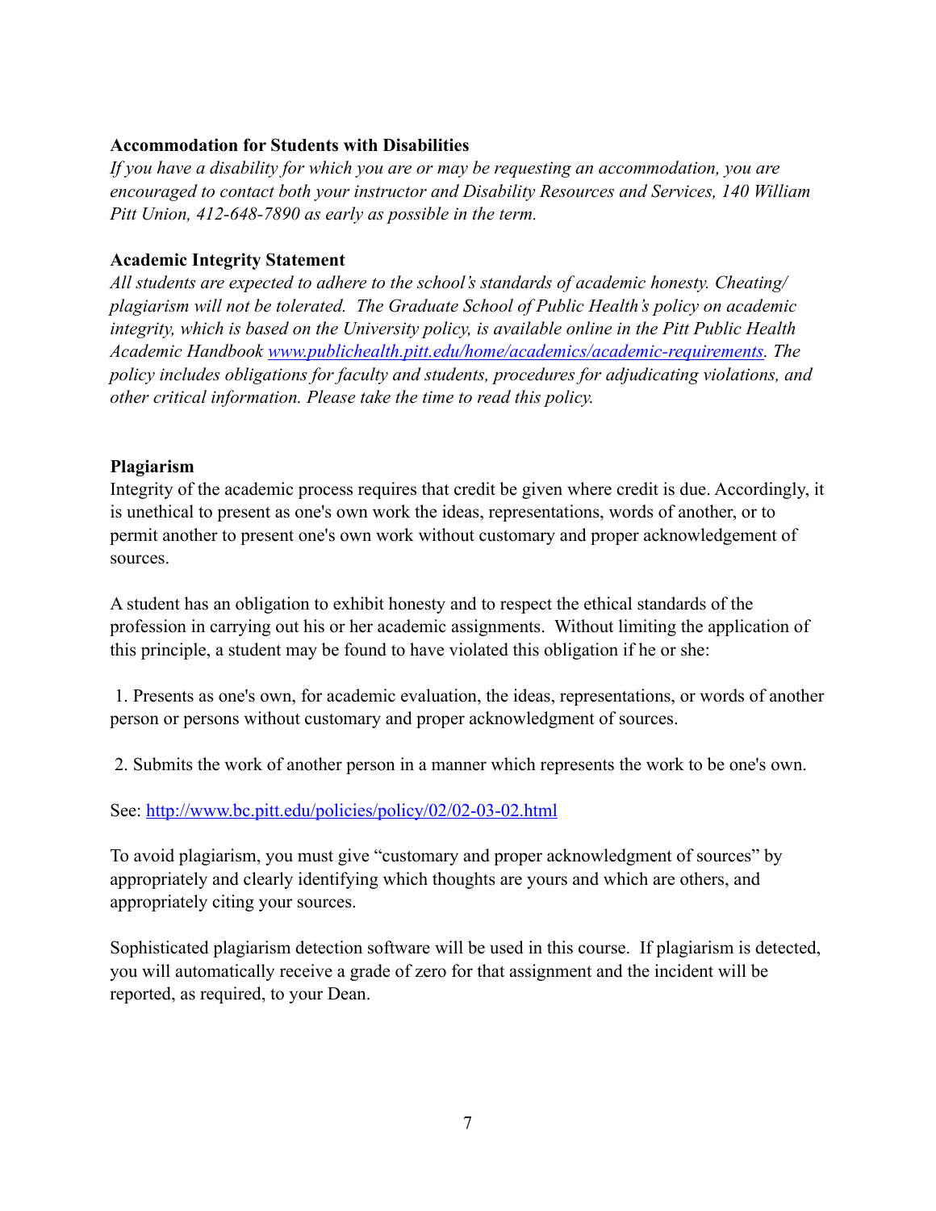**Accommodation for Students with Disabilities**

*If you have a disability for which you are or may be requesting an accommodation, you are encouraged to contact both your instructor and Disability Resources and Services, 140 William Pitt Union, 412-648-7890 as early as possible in the term.*

**Academic Integrity Statement**

*All students are expected to adhere to the school's standards of academic honesty. Cheating/ plagiarism will not be tolerated. The Graduate School of Public Health's policy on academic integrity, which is based on the University policy, is available online in the Pitt Public Health Academic Handbook [www.publichealth.pitt.edu/home/academics/academic-requirements](www.publichealth.pitt.edu/home/academics/academic-requirements). The policy includes obligations for faculty and students, procedures for adjudicating violations, and other critical information. Please take the time to read this policy.*

**Plagiarism**

Integrity of the academic process requires that credit be given where credit is due. Accordingly, it is unethical to present as one's own work the ideas, representations, words of another, or to permit another to present one's own work without customary and proper acknowledgement of sources.

A student has an obligation to exhibit honesty and to respect the ethical standards of the profession in carrying out his or her academic assignments. Without limiting the application of this principle, a student may be found to have violated this obligation if he or she:

1. Presents as one's own, for academic evaluation, the ideas, representations, or words of another person or persons without customary and proper acknowledgment of sources.

2. Submits the work of another person in a manner which represents the work to be one's own.

See: [http://www.bc.pitt.edu/policies/policy/02/02-03-02.html](http://www.bc.pitt.edu/policies/policy/02/02-03-02.html)

To avoid plagiarism, you must give "customary and proper acknowledgment of sources" by appropriately and clearly identifying which thoughts are yours and which are others, and appropriately citing your sources.

Sophisticated plagiarism detection software will be used in this course. If plagiarism is detected, you will automatically receive a grade of zero for that assignment and the incident will be reported, as required, to your Dean.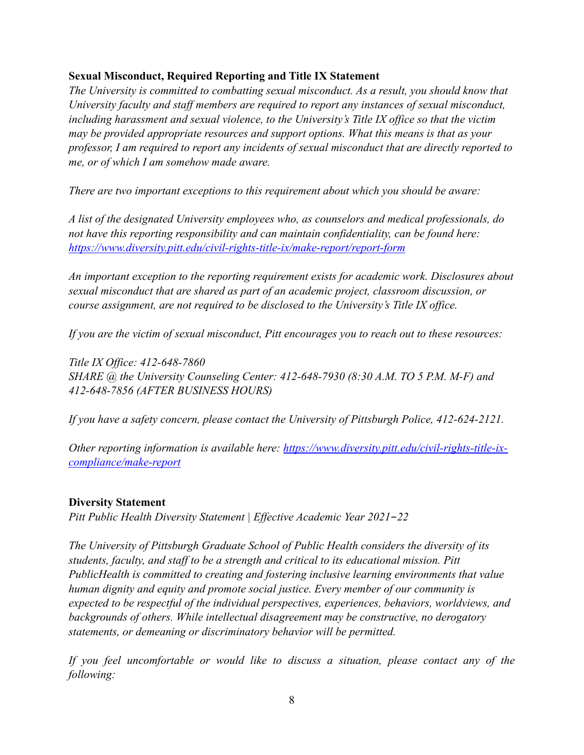**Sexual Misconduct, Required Reporting and Title IX Statement**

*The University is committed to combatting sexual misconduct. As a result, you should know that University faculty and staff members are required to report any instances of sexual misconduct, including harassment and sexual violence, to the University's Title IX office so that the victim may be provided appropriate resources and support options. What this means is that as your professor, I am required to report any incidents of sexual misconduct that are directly reported to me, or of which I am somehow made aware.*

*There are two important exceptions to this requirement about which you should be aware:*

*A list of the designated University employees who, as counselors and medical professionals, do not have this reporting responsibility and can maintain confidentiality, can be found here: [https://www.diversity.pitt.edu/civil-rights-title-ix/make-report/report-form](https://www.diversity.pitt.edu/civil-rights-title-ix/make-report/report-form)*

*An important exception to the reporting requirement exists for academic work. Disclosures about sexual misconduct that are shared as part of an academic project, classroom discussion, or course assignment, are not required to be disclosed to the University's Title IX office.*

*If you are the victim of sexual misconduct, Pitt encourages you to reach out to these resources:*

*Title IX Office: 412-648-7860*
*SHARE @ the University Counseling Center: 412-648-7930 (8:30 A.M. TO 5 P.M. M-F) and 412-648-7856 (AFTER BUSINESS HOURS)*

*If you have a safety concern, please contact the University of Pittsburgh Police, 412-624-2121.*

*Other reporting information is available here: [https://www.diversity.pitt.edu/civil-rights-title-ix-compliance/make-report](https://www.diversity.pitt.edu/civil-rights-title-ix-compliance/make-report)*

**Diversity Statement**

*Pitt Public Health Diversity Statement | Effective Academic Year 2021–22*

*The University of Pittsburgh Graduate School of Public Health considers the diversity of its students, faculty, and staff to be a strength and critical to its educational mission. Pitt PublicHealth is committed to creating and fostering inclusive learning environments that value human dignity and equity and promote social justice. Every member of our community is expected to be respectful of the individual perspectives, experiences, behaviors, worldviews, and backgrounds of others. While intellectual disagreement may be constructive, no derogatory statements, or demeaning or discriminatory behavior will be permitted.*

*If you feel uncomfortable or would like to discuss a situation, please contact any of the following:*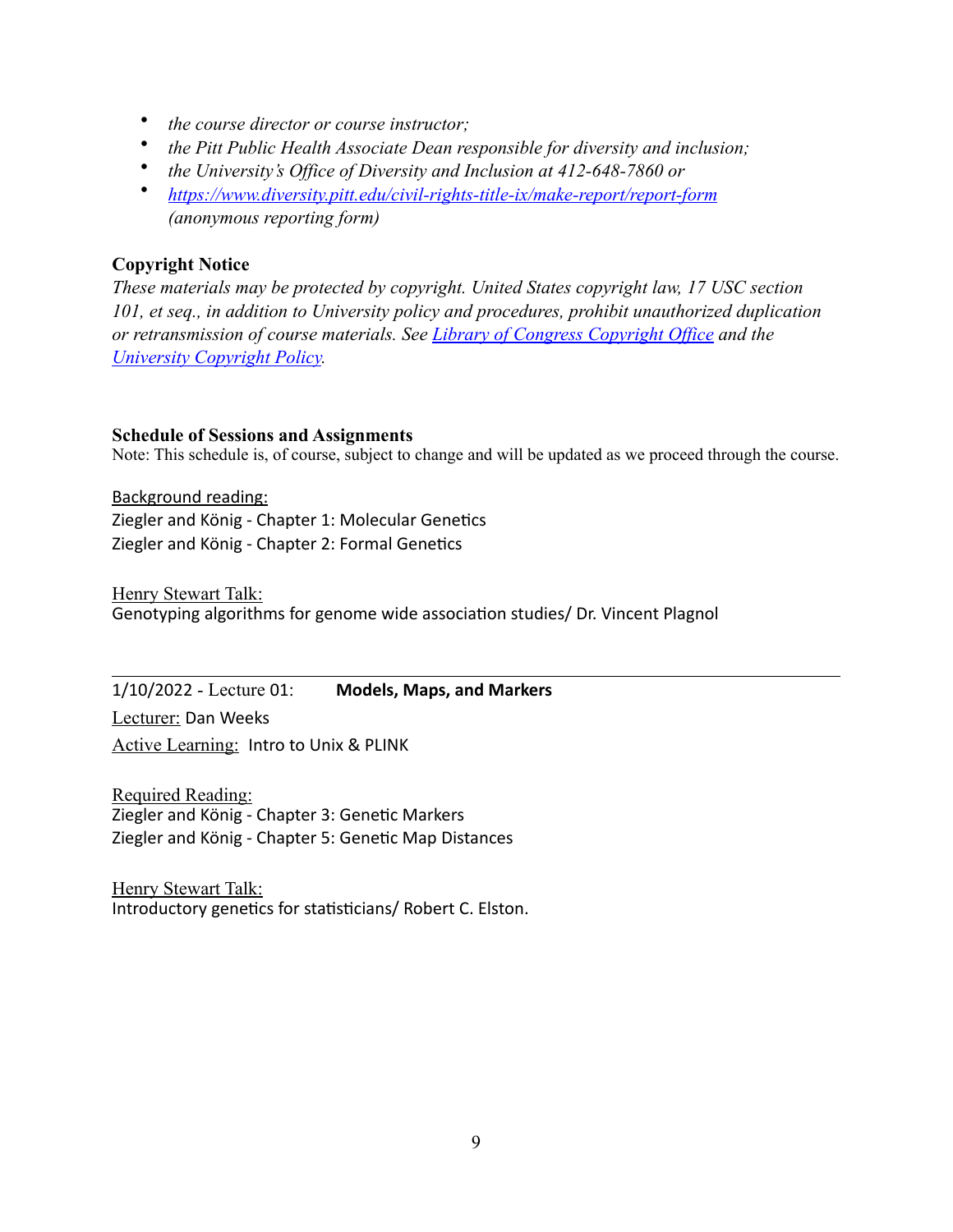- *the course director or course instructor;*
- *the Pitt Public Health Associate Dean responsible for diversity and inclusion;*
- *the University's Office of Diversity and Inclusion at 412-648-7860 or*
- *[https://www.diversity.pitt.edu/civil-rights-title-ix/make-report/report-form](https://www.diversity.pitt.edu/civil-rights-title-ix/make-report/report-form) (anonymous reporting form)*

**Copyright Notice**

*These materials may be protected by copyright. United States copyright law, 17 USC section 101, et seq., in addition to University policy and procedures, prohibit unauthorized duplication or retransmission of course materials. See Library of Congress Copyright Office and the University Copyright Policy.*

**Schedule of Sessions and Assignments**

Note: This schedule is, of course, subject to change and will be updated as we proceed through the course.

Background reading:
Ziegler and König - Chapter 1: Molecular Genetics
Ziegler and König - Chapter 2: Formal Genetics

Henry Stewart Talk:
Genotyping algorithms for genome wide association studies/ Dr. Vincent Plagnol

---

1/10/2022 - Lecture 01: **Models, Maps, and Markers**

Lecturer: Dan Weeks

Active Learning: Intro to Unix & PLINK

Required Reading:
Ziegler and König - Chapter 3: Genetic Markers
Ziegler and König - Chapter 5: Genetic Map Distances

Henry Stewart Talk:
Introductory genetics for statisticians/ Robert C. Elston.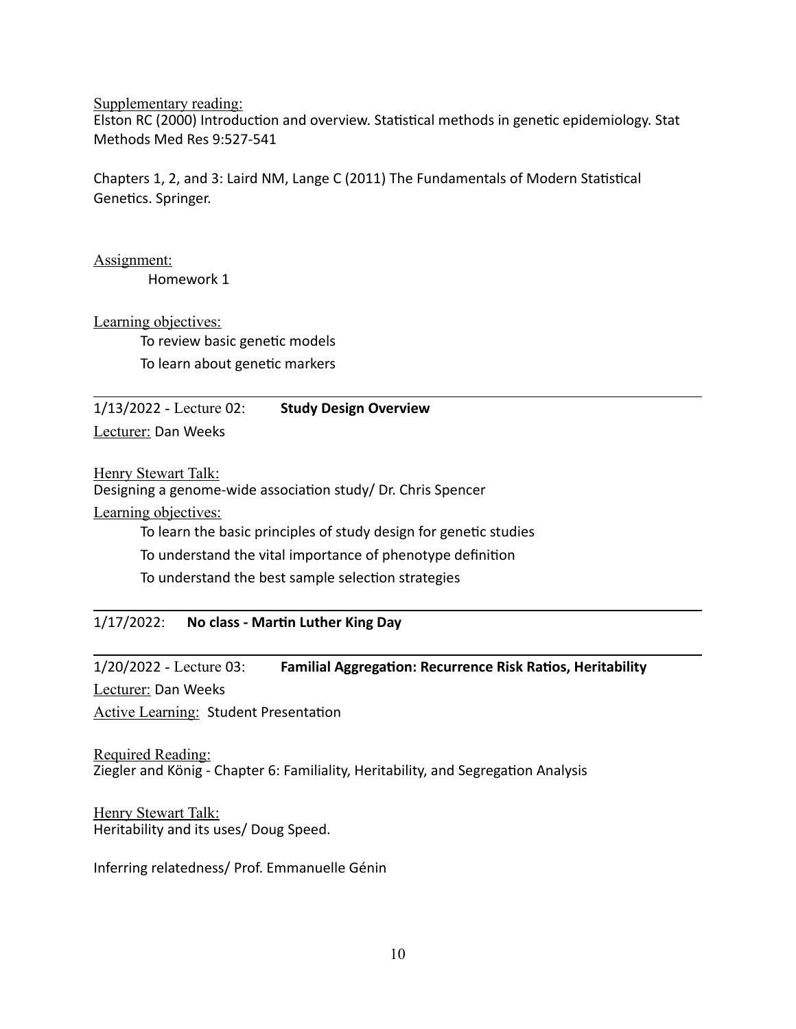Supplementary reading:
Elston RC (2000) Introduction and overview. Statistical methods in genetic epidemiology. Stat Methods Med Res 9:527-541

Chapters 1, 2, and 3: Laird NM, Lange C (2011) The Fundamentals of Modern Statistical Genetics. Springer.

Assignment:

Homework 1

Learning objectives:

To review basic genetic models

To learn about genetic markers

---

1/13/2022 - Lecture 02: **Study Design Overview**

Lecturer: Dan Weeks

Henry Stewart Talk:
Designing a genome-wide association study/ Dr. Chris Spencer

Learning objectives:

To learn the basic principles of study design for genetic studies

To understand the vital importance of phenotype definition

To understand the best sample selection strategies

---

1/17/2022: **No class - Martin Luther King Day**

---

1/20/2022 - Lecture 03: **Familial Aggregation: Recurrence Risk Ratios, Heritability**

Lecturer: Dan Weeks

Active Learning: Student Presentation

Required Reading:
Ziegler and König - Chapter 6: Familiality, Heritability, and Segregation Analysis

Henry Stewart Talk:
Heritability and its uses/ Doug Speed.

Inferring relatedness/ Prof. Emmanuelle Génin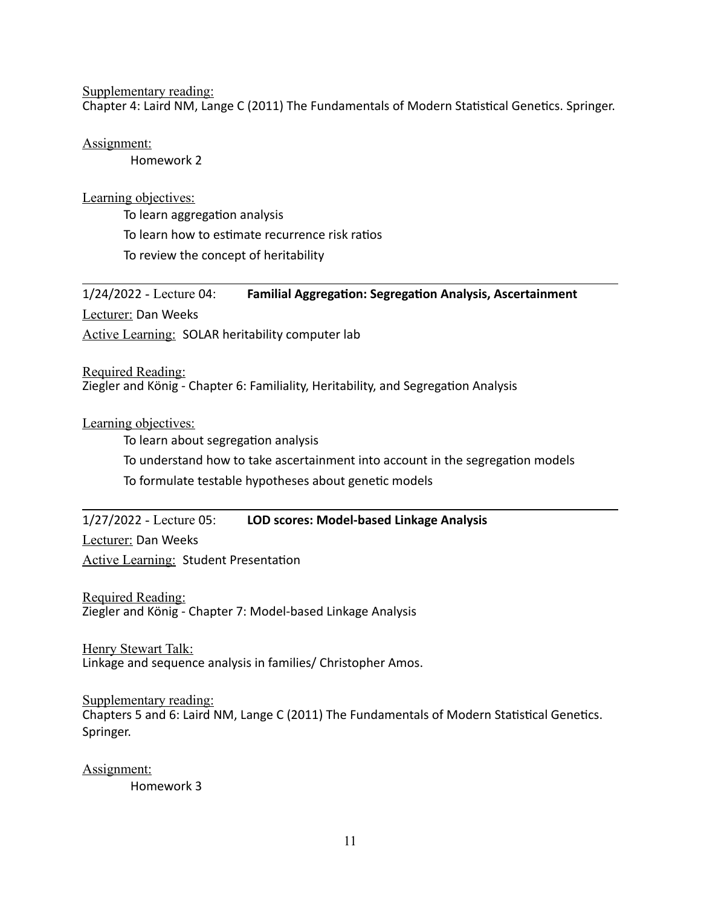Supplementary reading:
Chapter 4: Laird NM, Lange C (2011) The Fundamentals of Modern Statistical Genetics. Springer.

Assignment:
Homework 2

Learning objectives:
- To learn aggregation analysis
- To learn how to estimate recurrence risk ratios
- To review the concept of heritability

---

1/24/2022 - Lecture 04: **Familial Aggregation: Segregation Analysis, Ascertainment**

Lecturer: Dan Weeks

Active Learning: SOLAR heritability computer lab

Required Reading:
Ziegler and König - Chapter 6: Familiality, Heritability, and Segregation Analysis

Learning objectives:
- To learn about segregation analysis
- To understand how to take ascertainment into account in the segregation models
- To formulate testable hypotheses about genetic models

---

1/27/2022 - Lecture 05: **LOD scores: Model-based Linkage Analysis**

Lecturer: Dan Weeks

Active Learning: Student Presentation

Required Reading:
Ziegler and König - Chapter 7: Model-based Linkage Analysis

Henry Stewart Talk:
Linkage and sequence analysis in families/ Christopher Amos.

Supplementary reading:
Chapters 5 and 6: Laird NM, Lange C (2011) The Fundamentals of Modern Statistical Genetics. Springer.

Assignment:
Homework 3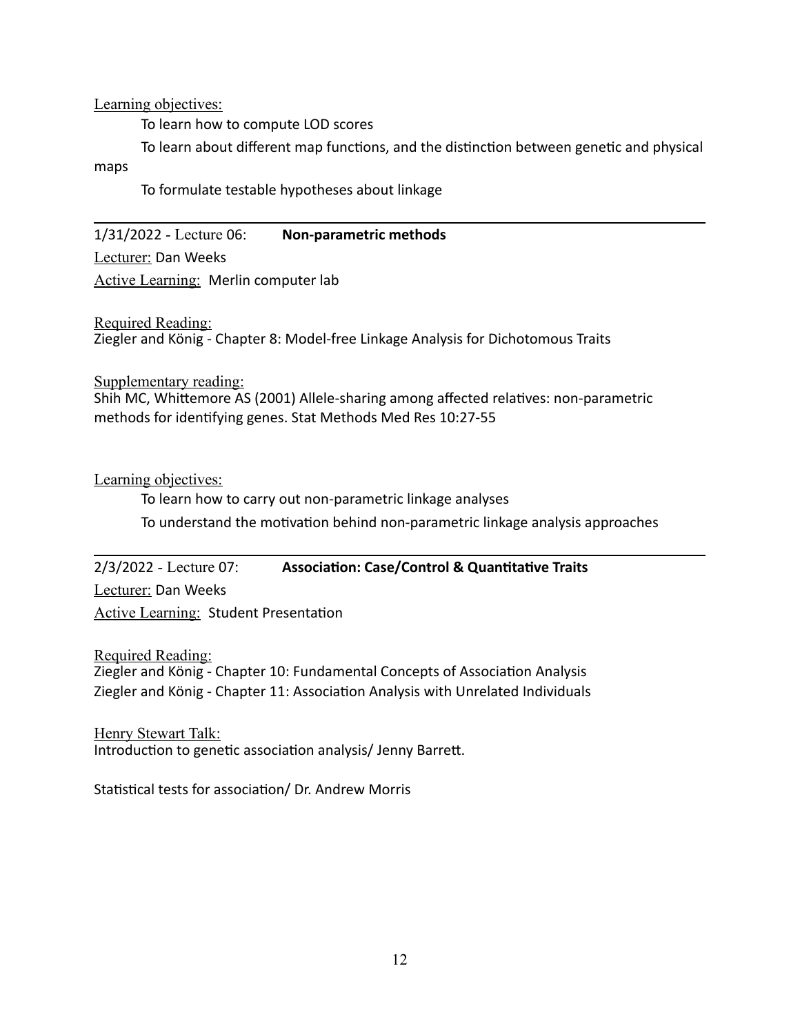Learning objectives:

To learn how to compute LOD scores

To learn about different map functions, and the distinction between genetic and physical maps

To formulate testable hypotheses about linkage

---

1/31/2022 - Lecture 06: **Non-parametric methods**

Lecturer: Dan Weeks

Active Learning: Merlin computer lab

Required Reading:
Ziegler and König - Chapter 8: Model-free Linkage Analysis for Dichotomous Traits

Supplementary reading:
Shih MC, Whittemore AS (2001) Allele-sharing among affected relatives: non-parametric methods for identifying genes. Stat Methods Med Res 10:27-55

Learning objectives:

To learn how to carry out non-parametric linkage analyses

To understand the motivation behind non-parametric linkage analysis approaches

---

2/3/2022 - Lecture 07: **Association: Case/Control & Quantitative Traits**

Lecturer: Dan Weeks

Active Learning: Student Presentation

Required Reading:
Ziegler and König - Chapter 10: Fundamental Concepts of Association Analysis
Ziegler and König - Chapter 11: Association Analysis with Unrelated Individuals

Henry Stewart Talk:
Introduction to genetic association analysis/ Jenny Barrett.

Statistical tests for association/ Dr. Andrew Morris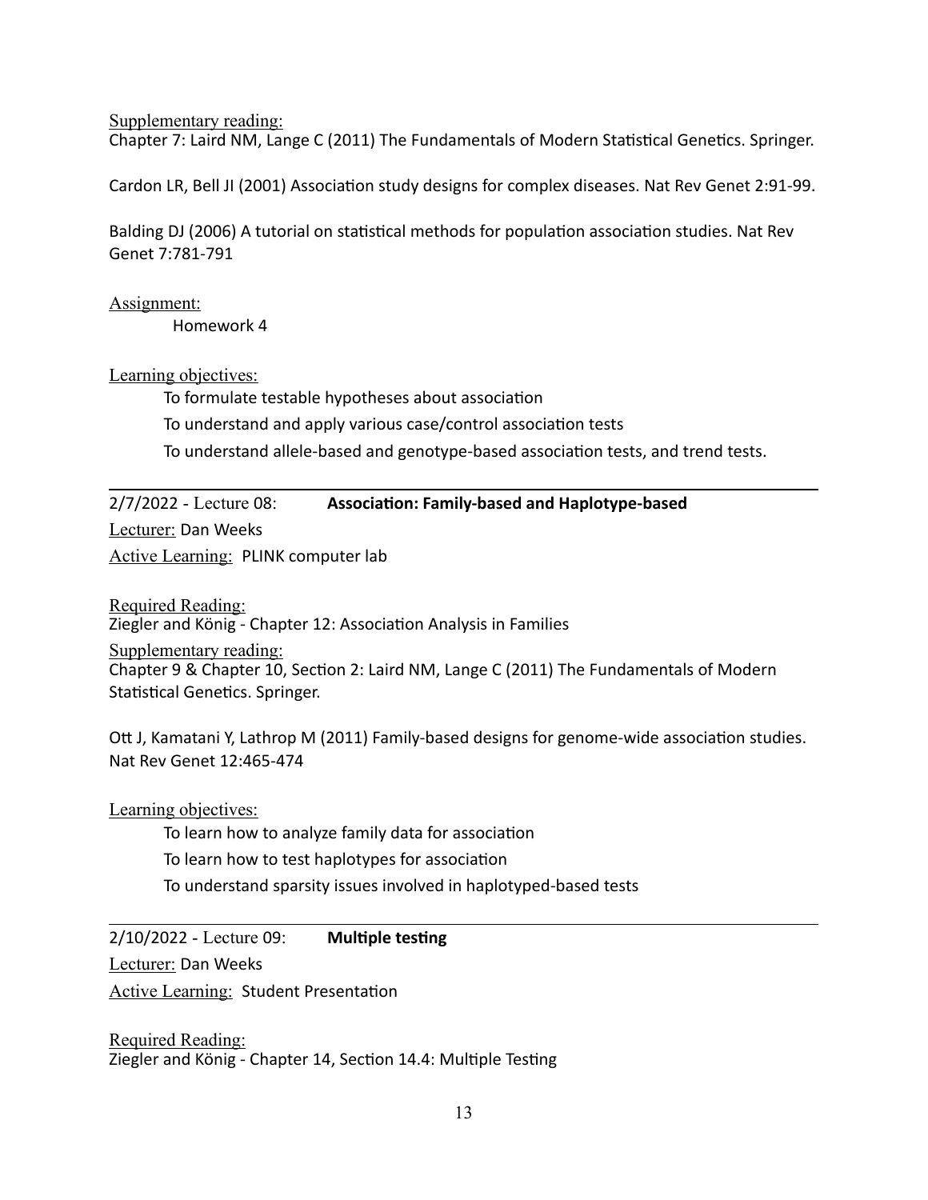Supplementary reading:
Chapter 7: Laird NM, Lange C (2011) The Fundamentals of Modern Statistical Genetics. Springer.

Cardon LR, Bell JI (2001) Association study designs for complex diseases. Nat Rev Genet 2:91-99.

Balding DJ (2006) A tutorial on statistical methods for population association studies. Nat Rev Genet 7:781-791

Assignment:
Homework 4

Learning objectives:
- To formulate testable hypotheses about association
- To understand and apply various case/control association tests
- To understand allele-based and genotype-based association tests, and trend tests.

---

2/7/2022 - Lecture 08: **Association: Family-based and Haplotype-based**

Lecturer: Dan Weeks

Active Learning: PLINK computer lab

Required Reading:
Ziegler and König - Chapter 12: Association Analysis in Families

Supplementary reading:
Chapter 9 & Chapter 10, Section 2: Laird NM, Lange C (2011) The Fundamentals of Modern Statistical Genetics. Springer.

Ott J, Kamatani Y, Lathrop M (2011) Family-based designs for genome-wide association studies. Nat Rev Genet 12:465-474

Learning objectives:
- To learn how to analyze family data for association
- To learn how to test haplotypes for association
- To understand sparsity issues involved in haplotyped-based tests

---

2/10/2022 - Lecture 09: **Multiple testing**

Lecturer: Dan Weeks

Active Learning: Student Presentation

Required Reading:
Ziegler and König - Chapter 14, Section 14.4: Multiple Testing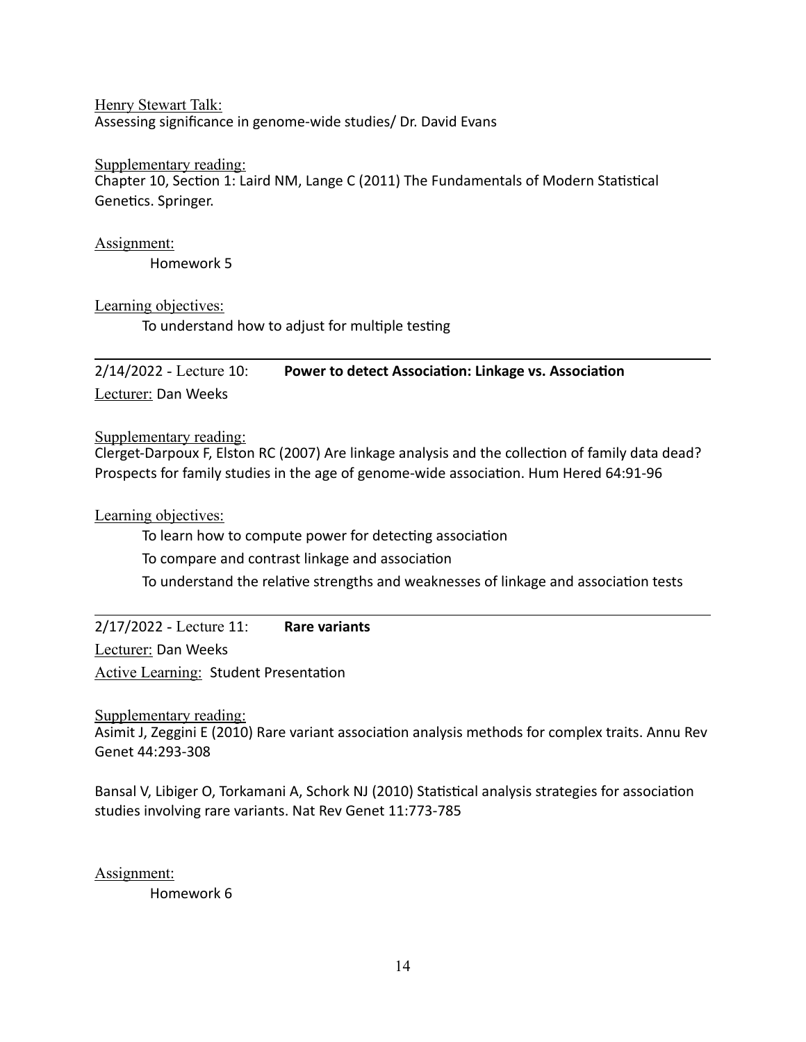Henry Stewart Talk:
Assessing significance in genome-wide studies/ Dr. David Evans

Supplementary reading:
Chapter 10, Section 1: Laird NM, Lange C (2011) The Fundamentals of Modern Statistical Genetics. Springer.

Assignment:

Homework 5

Learning objectives:

To understand how to adjust for multiple testing

---

2/14/2022 - Lecture 10: **Power to detect Association: Linkage vs. Association**

Lecturer: Dan Weeks

Supplementary reading:
Clerget-Darpoux F, Elston RC (2007) Are linkage analysis and the collection of family data dead? Prospects for family studies in the age of genome-wide association. Hum Hered 64:91-96

Learning objectives:

To learn how to compute power for detecting association

To compare and contrast linkage and association

To understand the relative strengths and weaknesses of linkage and association tests

---

2/17/2022 - Lecture 11: **Rare variants**

Lecturer: Dan Weeks

Active Learning: Student Presentation

Supplementary reading:
Asimit J, Zeggini E (2010) Rare variant association analysis methods for complex traits. Annu Rev Genet 44:293-308

Bansal V, Libiger O, Torkamani A, Schork NJ (2010) Statistical analysis strategies for association studies involving rare variants. Nat Rev Genet 11:773-785

Assignment:

Homework 6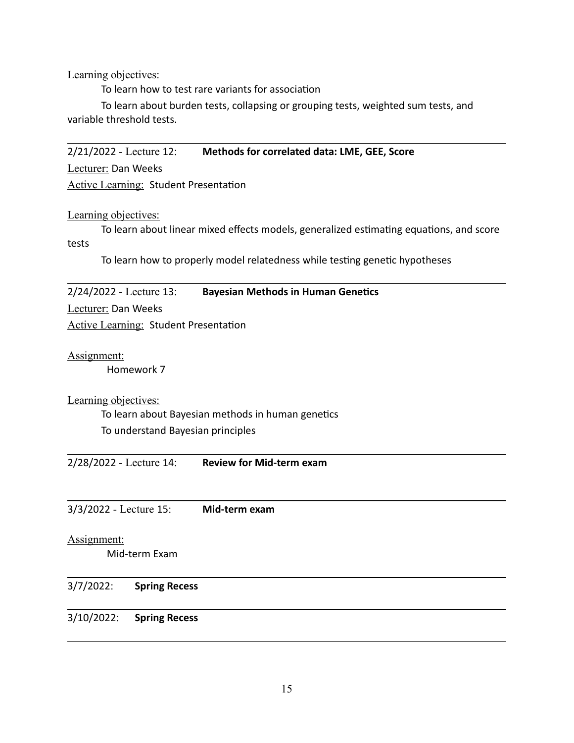Learning objectives:

To learn how to test rare variants for association

To learn about burden tests, collapsing or grouping tests, weighted sum tests, and variable threshold tests.

---

2/21/2022 - Lecture 12: **Methods for correlated data: LME, GEE, Score**

Lecturer: Dan Weeks

Active Learning: Student Presentation

Learning objectives:

To learn about linear mixed effects models, generalized estimating equations, and score tests

To learn how to properly model relatedness while testing genetic hypotheses

---

2/24/2022 - Lecture 13: **Bayesian Methods in Human Genetics**

Lecturer: Dan Weeks

Active Learning: Student Presentation

Assignment:

Homework 7

Learning objectives:

To learn about Bayesian methods in human genetics

To understand Bayesian principles

---

2/28/2022 - Lecture 14: **Review for Mid-term exam**

---

3/3/2022 - Lecture 15: **Mid-term exam**

Assignment:

Mid-term Exam

---

3/7/2022: **Spring Recess**

---

3/10/2022: **Spring Recess**

---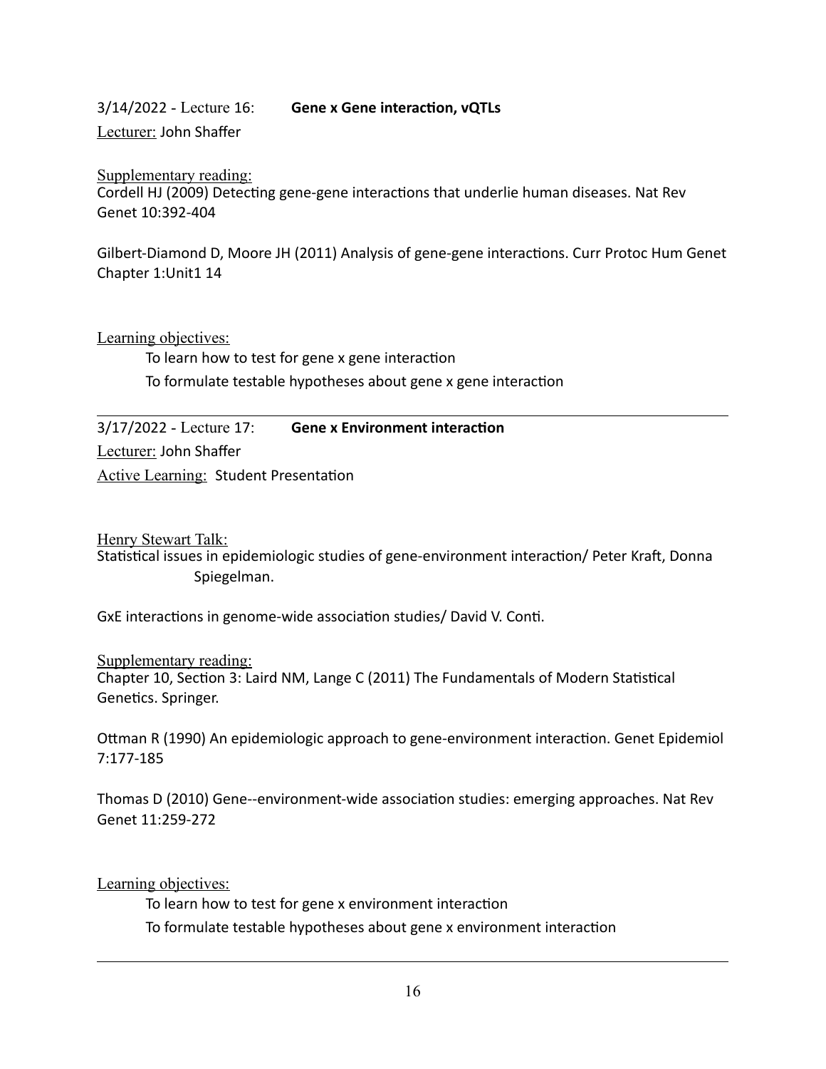3/14/2022 - Lecture 16: **Gene x Gene interaction, vQTLs**

Lecturer: John Shaffer

Supplementary reading:

Cordell HJ (2009) Detecting gene-gene interactions that underlie human diseases. Nat Rev Genet 10:392-404

Gilbert-Diamond D, Moore JH (2011) Analysis of gene-gene interactions. Curr Protoc Hum Genet Chapter 1:Unit1 14

Learning objectives:

To learn how to test for gene x gene interaction

To formulate testable hypotheses about gene x gene interaction

---

3/17/2022 - Lecture 17: **Gene x Environment interaction**

Lecturer: John Shaffer

Active Learning: Student Presentation

Henry Stewart Talk:

Statistical issues in epidemiologic studies of gene-environment interaction/ Peter Kraft, Donna Spiegelman.

GxE interactions in genome-wide association studies/ David V. Conti.

Supplementary reading:

Chapter 10, Section 3: Laird NM, Lange C (2011) The Fundamentals of Modern Statistical Genetics. Springer.

Ottman R (1990) An epidemiologic approach to gene-environment interaction. Genet Epidemiol 7:177-185

Thomas D (2010) Gene--environment-wide association studies: emerging approaches. Nat Rev Genet 11:259-272

Learning objectives:

To learn how to test for gene x environment interaction

To formulate testable hypotheses about gene x environment interaction

---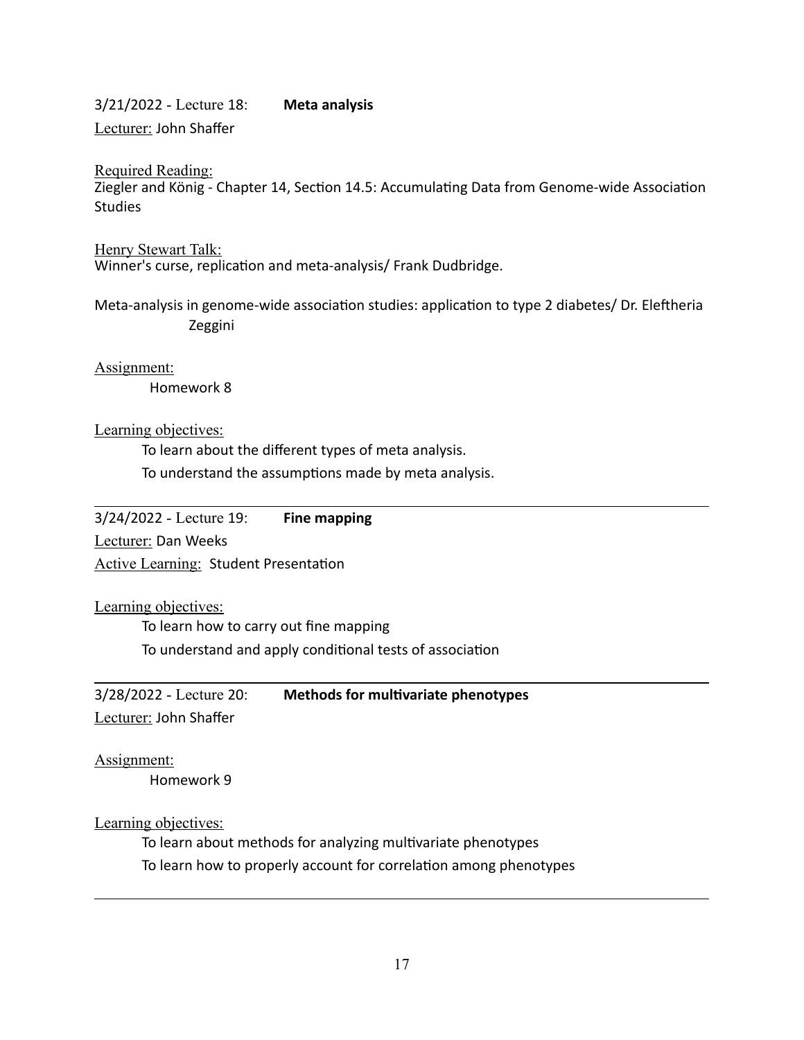3/21/2022 - Lecture 18: **Meta analysis**

Lecturer: John Shaffer

Required Reading:
Ziegler and König - Chapter 14, Section 14.5: Accumulating Data from Genome-wide Association Studies

Henry Stewart Talk:
Winner's curse, replication and meta-analysis/ Frank Dudbridge.

Meta-analysis in genome-wide association studies: application to type 2 diabetes/ Dr. Eleftheria Zeggini

Assignment:
Homework 8

Learning objectives:
- To learn about the different types of meta analysis.
- To understand the assumptions made by meta analysis.

---

3/24/2022 - Lecture 19: **Fine mapping**

Lecturer: Dan Weeks

Active Learning: Student Presentation

Learning objectives:
- To learn how to carry out fine mapping
- To understand and apply conditional tests of association

---

3/28/2022 - Lecture 20: **Methods for multivariate phenotypes**

Lecturer: John Shaffer

Assignment:
Homework 9

Learning objectives:
- To learn about methods for analyzing multivariate phenotypes
- To learn how to properly account for correlation among phenotypes

---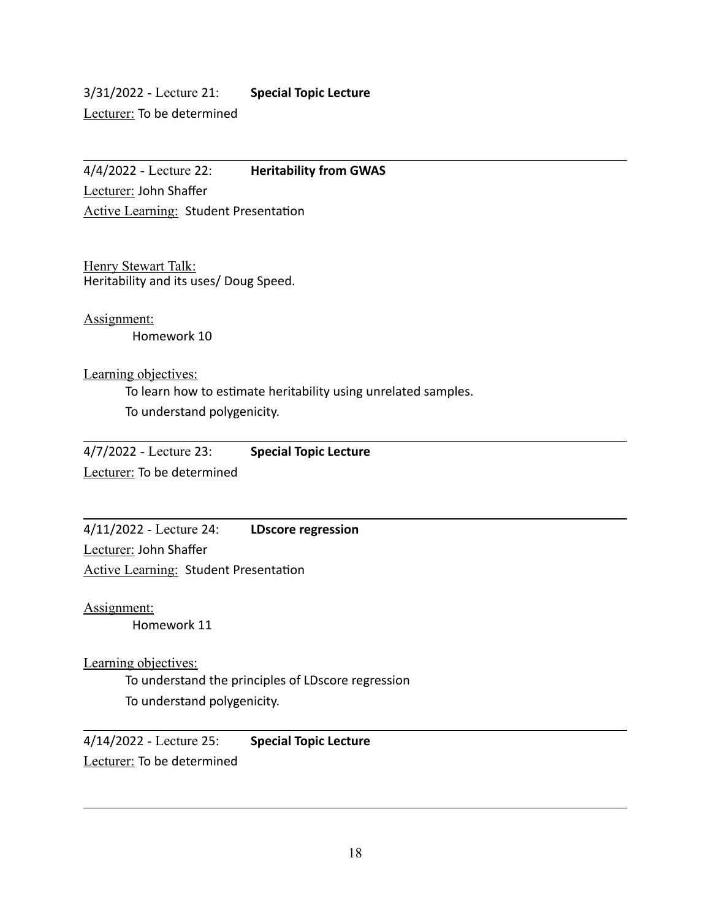3/31/2022 - Lecture 21: **Special Topic Lecture**

Lecturer: To be determined

---

4/4/2022 - Lecture 22: **Heritability from GWAS**

Lecturer: John Shaffer

Active Learning: Student Presentation

Henry Stewart Talk:
Heritability and its uses/ Doug Speed.

Assignment:

Homework 10

Learning objectives:

To learn how to estimate heritability using unrelated samples.

To understand polygenicity.

---

4/7/2022 - Lecture 23: **Special Topic Lecture**

Lecturer: To be determined

---

4/11/2022 - Lecture 24: **LDscore regression**

Lecturer: John Shaffer

Active Learning: Student Presentation

Assignment:

Homework 11

Learning objectives:

To understand the principles of LDscore regression

To understand polygenicity.

---

4/14/2022 - Lecture 25: **Special Topic Lecture**

Lecturer: To be determined

---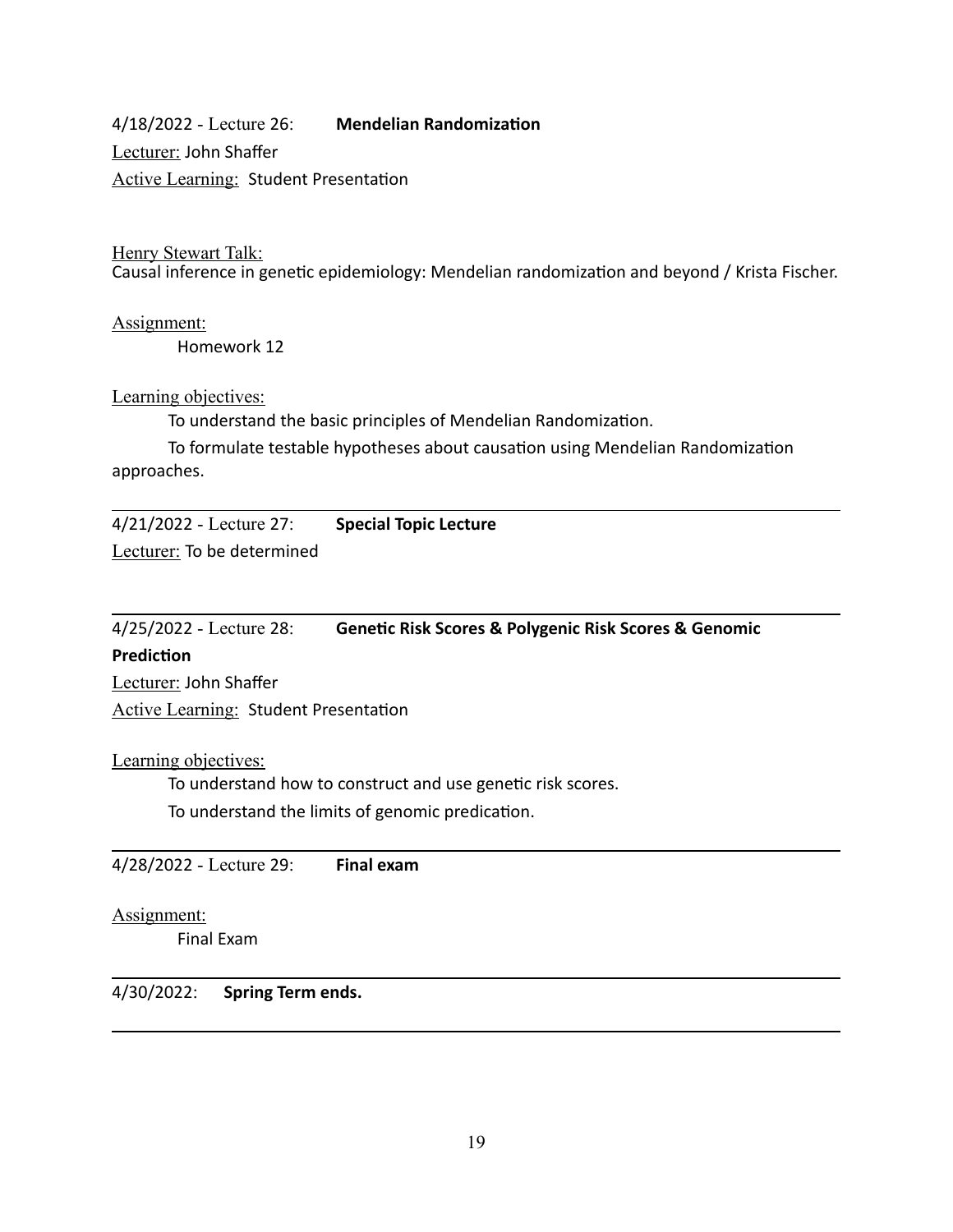4/18/2022 - Lecture 26: **Mendelian Randomization**

Lecturer: John Shaffer

Active Learning: Student Presentation

Henry Stewart Talk:
Causal inference in genetic epidemiology: Mendelian randomization and beyond / Krista Fischer.

Assignment:

Homework 12

Learning objectives:

To understand the basic principles of Mendelian Randomization.

To formulate testable hypotheses about causation using Mendelian Randomization approaches.

---

4/21/2022 - Lecture 27: **Special Topic Lecture**

Lecturer: To be determined

---

4/25/2022 - Lecture 28: **Genetic Risk Scores & Polygenic Risk Scores & Genomic Prediction**

Lecturer: John Shaffer

Active Learning: Student Presentation

Learning objectives:

To understand how to construct and use genetic risk scores.

To understand the limits of genomic predication.

---

4/28/2022 - Lecture 29: **Final exam**

Assignment:

Final Exam

---

4/30/2022: **Spring Term ends.**

---